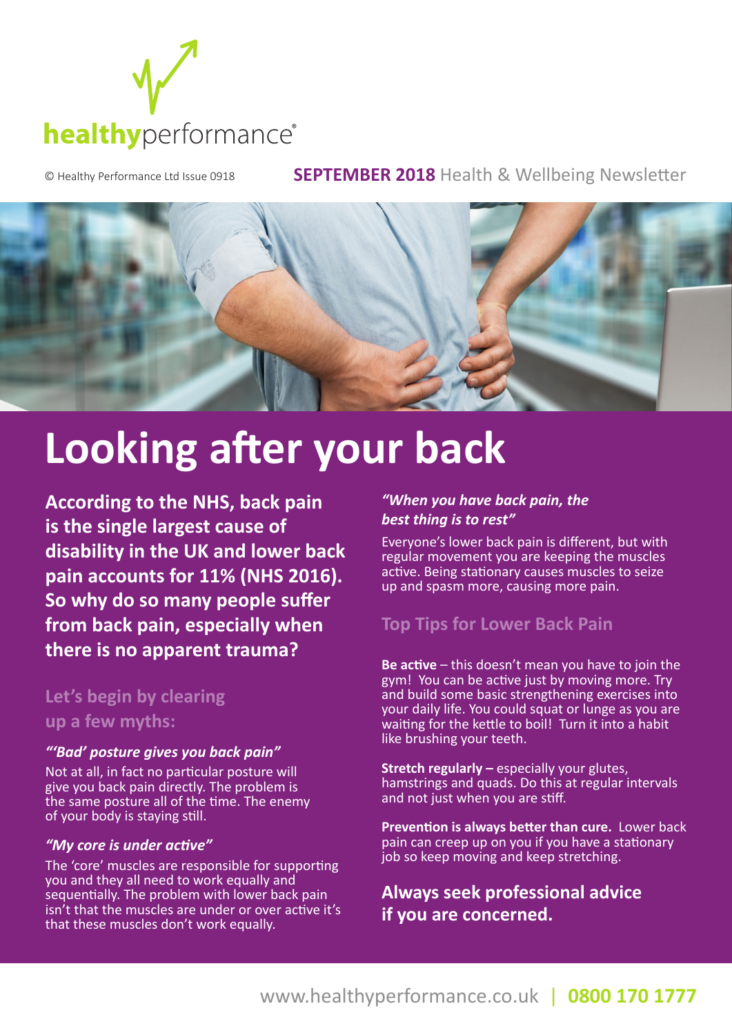healthyperformance®

© Healthy Performance Ltd Issue 0918

**SEPTEMBER 2018** Health & Wellbeing Newsletter

# Looking after your back

**According to the NHS, back pain is the single largest cause of disability in the UK and lower back pain accounts for 11% (NHS 2016). So why do so many people suffer from back pain, especially when there is no apparent trauma?**

## Let's begin by clearing up a few myths:

***"'Bad' posture gives you back pain"***

Not at all, in fact no particular posture will give you back pain directly. The problem is the same posture all of the time. The enemy of your body is staying still.

***"My core is under active"***

The 'core' muscles are responsible for supporting you and they all need to work equally and sequentially. The problem with lower back pain isn't that the muscles are under or over active it's that these muscles don't work equally.

***"When you have back pain, the best thing is to rest"***

Everyone's lower back pain is different, but with regular movement you are keeping the muscles active. Being stationary causes muscles to seize up and spasm more, causing more pain.

## Top Tips for Lower Back Pain

**Be active** – this doesn't mean you have to join the gym! You can be active just by moving more. Try and build some basic strengthening exercises into your daily life. You could squat or lunge as you are waiting for the kettle to boil! Turn it into a habit like brushing your teeth.

**Stretch regularly –** especially your glutes, hamstrings and quads. Do this at regular intervals and not just when you are stiff.

**Prevention is always better than cure.** Lower back pain can creep up on you if you have a stationary job so keep moving and keep stretching.

**Always seek professional advice if you are concerned.**

www.healthyperformance.co.uk | **0800 170 1777**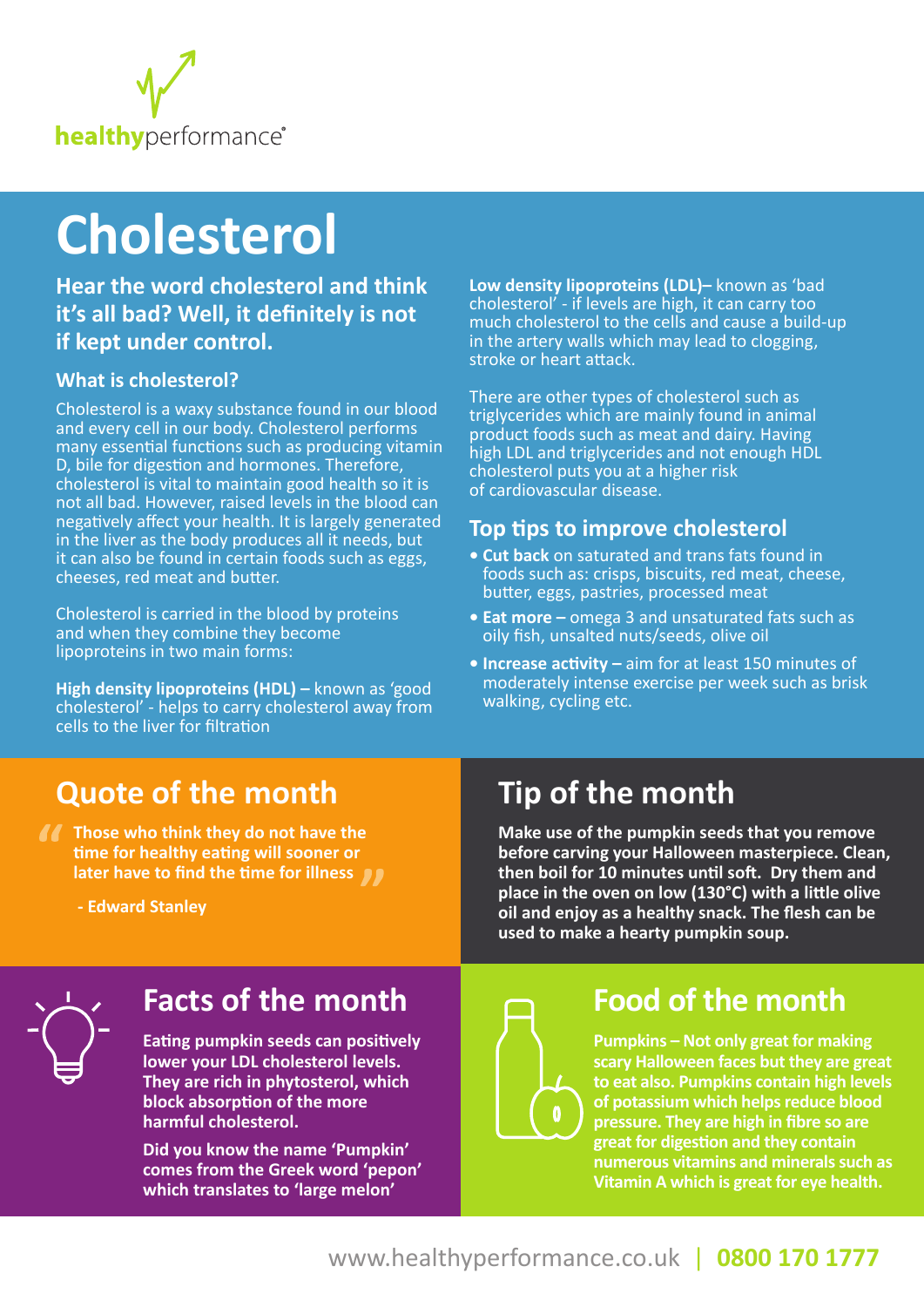healthyperformance®

# Cholesterol

**Hear the word cholesterol and think it's all bad? Well, it definitely is not if kept under control.**

### What is cholesterol?

Cholesterol is a waxy substance found in our blood and every cell in our body. Cholesterol performs many essential functions such as producing vitamin D, bile for digestion and hormones. Therefore, cholesterol is vital to maintain good health so it is not all bad. However, raised levels in the blood can negatively affect your health. It is largely generated in the liver as the body produces all it needs, but it can also be found in certain foods such as eggs, cheeses, red meat and butter.

Cholesterol is carried in the blood by proteins and when they combine they become lipoproteins in two main forms:

**High density lipoproteins (HDL) –** known as 'good cholesterol' - helps to carry cholesterol away from cells to the liver for filtration

**Low density lipoproteins (LDL)–** known as 'bad cholesterol' - if levels are high, it can carry too much cholesterol to the cells and cause a build-up in the artery walls which may lead to clogging, stroke or heart attack.

There are other types of cholesterol such as triglycerides which are mainly found in animal product foods such as meat and dairy. Having high LDL and triglycerides and not enough HDL cholesterol puts you at a higher risk of cardiovascular disease.

### Top tips to improve cholesterol

- **Cut back** on saturated and trans fats found in foods such as: crisps, biscuits, red meat, cheese, butter, eggs, pastries, processed meat
- **Eat more –** omega 3 and unsaturated fats such as oily fish, unsalted nuts/seeds, olive oil
- **Increase activity –** aim for at least 150 minutes of moderately intense exercise per week such as brisk walking, cycling etc.

## Quote of the month

> "Those who think they do not have the time for healthy eating will sooner or later have to find the time for illness"
>
> - Edward Stanley

## Tip of the month

**Make use of the pumpkin seeds that you remove before carving your Halloween masterpiece. Clean, then boil for 10 minutes until soft. Dry them and place in the oven on low (130°C) with a little olive oil and enjoy as a healthy snack. The flesh can be used to make a hearty pumpkin soup.**

## Facts of the month

**Eating pumpkin seeds can positively lower your LDL cholesterol levels. They are rich in phytosterol, which block absorption of the more harmful cholesterol.**

**Did you know the name 'Pumpkin' comes from the Greek word 'pepon' which translates to 'large melon'**

## Food of the month

**Pumpkins – Not only great for making scary Halloween faces but they are great to eat also. Pumpkins contain high levels of potassium which helps reduce blood pressure. They are high in fibre so are great for digestion and they contain numerous vitamins and minerals such as Vitamin A which is great for eye health.**

www.healthyperformance.co.uk | **0800 170 1777**